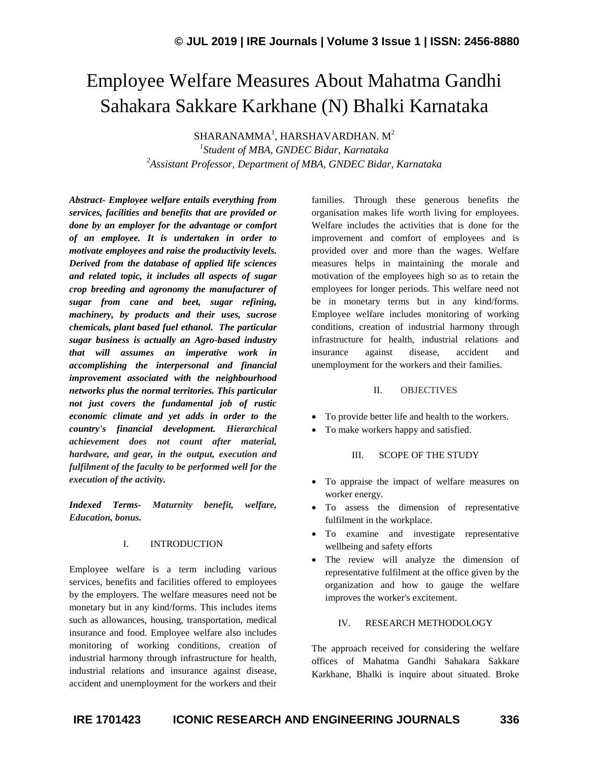# Employee Welfare Measures About Mahatma Gandhi Sahakara Sakkare Karkhane (N) Bhalki Karnataka

SHARANAMMA[1], HARSHAVARDHAN. M[2]

[1]*Student of MBA, GNDEC Bidar, Karnataka*

[2]*Assistant Professor, Department of MBA, GNDEC Bidar, Karnataka*

***Abstract-** Employee welfare entails everything from services, facilities and benefits that are provided or done by an employer for the advantage or comfort of an employee. It is undertaken in order to motivate employees and raise the productivity levels. Derived from the database of applied life sciences and related topic, it includes all aspects of sugar crop breeding and agronomy the manufacturer of sugar from cane and beet, sugar refining, machinery, by products and their uses, sucrose chemicals, plant based fuel ethanol. The particular sugar business is actually an Agro-based industry that will assumes an imperative work in accomplishing the interpersonal and financial improvement associated with the neighbourhood networks plus the normal territories. This particular not just covers the fundamental job of rustic economic climate and yet adds in order to the country's financial development. Hierarchical achievement does not count after material, hardware, and gear, in the output, execution and fulfilment of the faculty to be performed well for the execution of the activity.*

***Indexed Terms-** Maturnity benefit, welfare, Education, bonus.*

## I. INTRODUCTION

Employee welfare is a term including various services, benefits and facilities offered to employees by the employers. The welfare measures need not be monetary but in any kind/forms. This includes items such as allowances, housing, transportation, medical insurance and food. Employee welfare also includes monitoring of working conditions, creation of industrial harmony through infrastructure for health, industrial relations and insurance against disease, accident and unemployment for the workers and their families. Through these generous benefits the organisation makes life worth living for employees. Welfare includes the activities that is done for the improvement and comfort of employees and is provided over and more than the wages. Welfare measures helps in maintaining the morale and motivation of the employees high so as to retain the employees for longer periods. This welfare need not be in monetary terms but in any kind/forms. Employee welfare includes monitoring of working conditions, creation of industrial harmony through infrastructure for health, industrial relations and insurance against disease, accident and unemployment for the workers and their families.

## II. OBJECTIVES

- To provide better life and health to the workers.
- To make workers happy and satisfied.

## III. SCOPE OF THE STUDY

- To appraise the impact of welfare measures on worker energy.
- To assess the dimension of representative fulfilment in the workplace.
- To examine and investigate representative wellbeing and safety efforts
- The review will analyze the dimension of representative fulfilment at the office given by the organization and how to gauge the welfare improves the worker's excitement.

## IV. RESEARCH METHODOLOGY

The approach received for considering the welfare offices of Mahatma Gandhi Sahakara Sakkare Karkhane, Bhalki is inquire about situated. Broke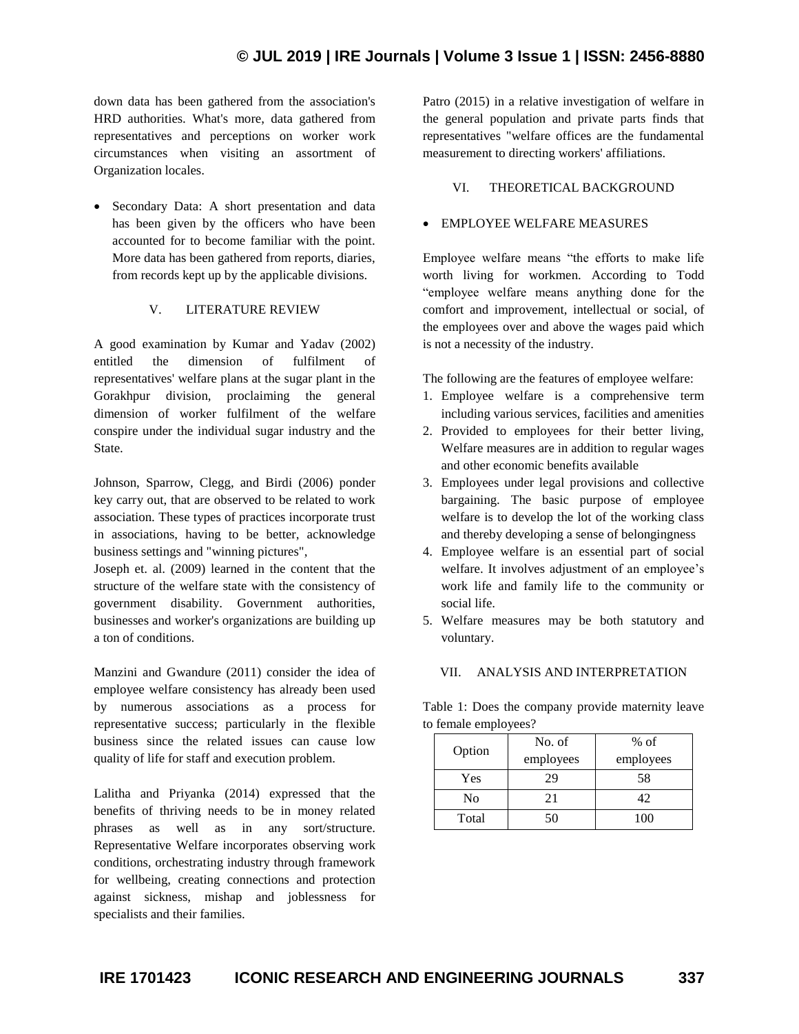down data has been gathered from the association's HRD authorities. What's more, data gathered from representatives and perceptions on worker work circumstances when visiting an assortment of Organization locales.

- Secondary Data: A short presentation and data has been given by the officers who have been accounted for to become familiar with the point. More data has been gathered from reports, diaries, from records kept up by the applicable divisions.

## V. LITERATURE REVIEW

A good examination by Kumar and Yadav (2002) entitled the dimension of fulfilment of representatives' welfare plans at the sugar plant in the Gorakhpur division, proclaiming the general dimension of worker fulfilment of the welfare conspire under the individual sugar industry and the State.

Johnson, Sparrow, Clegg, and Birdi (2006) ponder key carry out, that are observed to be related to work association. These types of practices incorporate trust in associations, having to be better, acknowledge business settings and "winning pictures",

Joseph et. al. (2009) learned in the content that the structure of the welfare state with the consistency of government disability. Government authorities, businesses and worker's organizations are building up a ton of conditions.

Manzini and Gwandure (2011) consider the idea of employee welfare consistency has already been used by numerous associations as a process for representative success; particularly in the flexible business since the related issues can cause low quality of life for staff and execution problem.

Lalitha and Priyanka (2014) expressed that the benefits of thriving needs to be in money related phrases as well as in any sort/structure. Representative Welfare incorporates observing work conditions, orchestrating industry through framework for wellbeing, creating connections and protection against sickness, mishap and joblessness for specialists and their families.

Patro (2015) in a relative investigation of welfare in the general population and private parts finds that representatives "welfare offices are the fundamental measurement to directing workers' affiliations.

## VI. THEORETICAL BACKGROUND

- EMPLOYEE WELFARE MEASURES

Employee welfare means "the efforts to make life worth living for workmen. According to Todd "employee welfare means anything done for the comfort and improvement, intellectual or social, of the employees over and above the wages paid which is not a necessity of the industry.

The following are the features of employee welfare:

1. Employee welfare is a comprehensive term including various services, facilities and amenities
2. Provided to employees for their better living, Welfare measures are in addition to regular wages and other economic benefits available
3. Employees under legal provisions and collective bargaining. The basic purpose of employee welfare is to develop the lot of the working class and thereby developing a sense of belongingness
4. Employee welfare is an essential part of social welfare. It involves adjustment of an employee's work life and family life to the community or social life.
5. Welfare measures may be both statutory and voluntary.

## VII. ANALYSIS AND INTERPRETATION

Table 1: Does the company provide maternity leave to female employees?

| Option | No. of employees | % of employees |
|---|---|---|
| Yes | 29 | 58 |
| No | 21 | 42 |
| Total | 50 | 100 |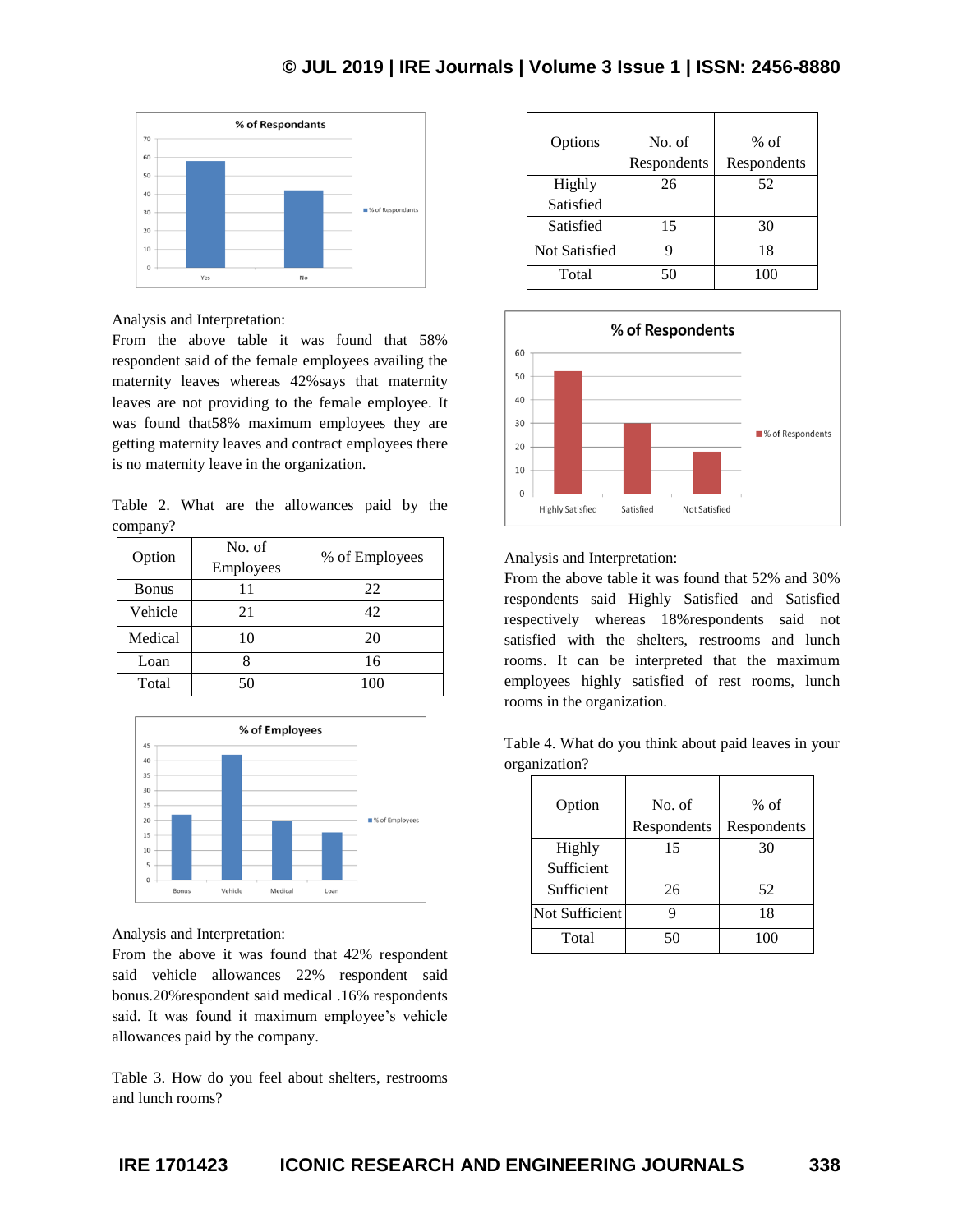Analysis and Interpretation:
From the above table it was found that 58% respondent said of the female employees availing the maternity leaves whereas 42%says that maternity leaves are not providing to the female employee. It was found that58% maximum employees they are getting maternity leaves and contract employees there is no maternity leave in the organization.

Table 2. What are the allowances paid by the company?

| Option | No. of Employees | % of Employees |
|---|---|---|
| Bonus | 11 | 22 |
| Vehicle | 21 | 42 |
| Medical | 10 | 20 |
| Loan | 8 | 16 |
| Total | 50 | 100 |

Analysis and Interpretation:
From the above it was found that 42% respondent said vehicle allowances 22% respondent said bonus.20%respondent said medical .16% respondents said. It was found it maximum employee's vehicle allowances paid by the company.

Table 3. How do you feel about shelters, restrooms and lunch rooms?

| Options | No. of Respondents | % of Respondents |
|---|---|---|
| Highly Satisfied | 26 | 52 |
| Satisfied | 15 | 30 |
| Not Satisfied | 9 | 18 |
| Total | 50 | 100 |

Analysis and Interpretation:
From the above table it was found that 52% and 30% respondents said Highly Satisfied and Satisfied respectively whereas 18%respondents said not satisfied with the shelters, restrooms and lunch rooms. It can be interpreted that the maximum employees highly satisfied of rest rooms, lunch rooms in the organization.

Table 4. What do you think about paid leaves in your organization?

| Option | No. of Respondents | % of Respondents |
|---|---|---|
| Highly Sufficient | 15 | 30 |
| Sufficient | 26 | 52 |
| Not Sufficient | 9 | 18 |
| Total | 50 | 100 |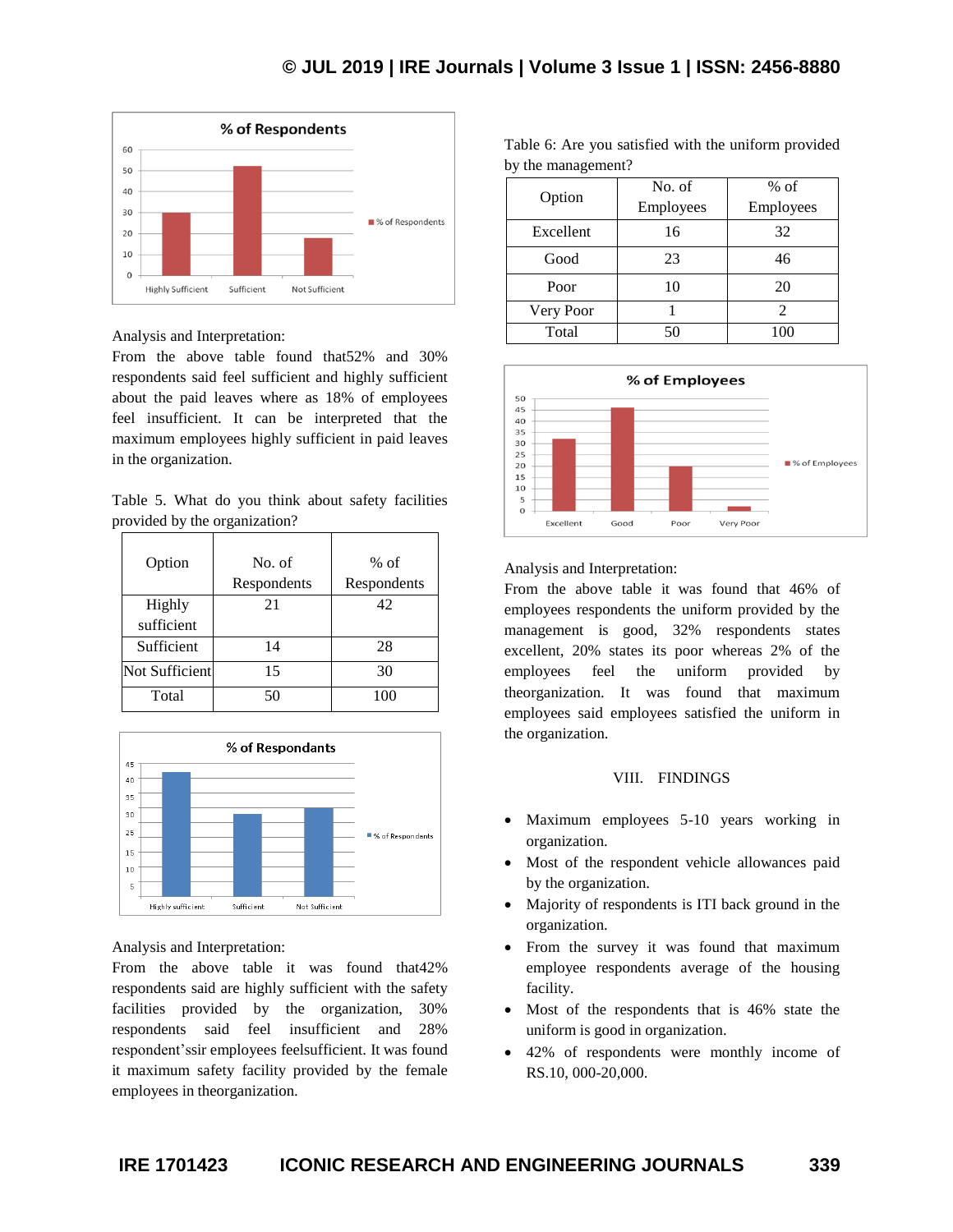Analysis and Interpretation:
From the above table found that52% and 30% respondents said feel sufficient and highly sufficient about the paid leaves where as 18% of employees feel insufficient. It can be interpreted that the maximum employees highly sufficient in paid leaves in the organization.

Table 5. What do you think about safety facilities provided by the organization?

| Option | No. of Respondents | % of Respondents |
|---|---|---|
| Highly sufficient | 21 | 42 |
| Sufficient | 14 | 28 |
| Not Sufficient | 15 | 30 |
| Total | 50 | 100 |

Analysis and Interpretation:
From the above table it was found that42% respondents said are highly sufficient with the safety facilities provided by the organization, 30% respondents said feel insufficient and 28% respondent'ssir employees feelsufficient. It was found it maximum safety facility provided by the female employees in theorganization.

Table 6: Are you satisfied with the uniform provided by the management?

| Option | No. of Employees | % of Employees |
|---|---|---|
| Excellent | 16 | 32 |
| Good | 23 | 46 |
| Poor | 10 | 20 |
| Very Poor | 1 | 2 |
| Total | 50 | 100 |

Analysis and Interpretation:
From the above table it was found that 46% of employees respondents the uniform provided by the management is good, 32% respondents states excellent, 20% states its poor whereas 2% of the employees feel the uniform provided by theorganization. It was found that maximum employees said employees satisfied the uniform in the organization.

## VIII. FINDINGS

- Maximum employees 5-10 years working in organization.
- Most of the respondent vehicle allowances paid by the organization.
- Majority of respondents is ITI back ground in the organization.
- From the survey it was found that maximum employee respondents average of the housing facility.
- Most of the respondents that is 46% state the uniform is good in organization.
- 42% of respondents were monthly income of RS.10, 000-20,000.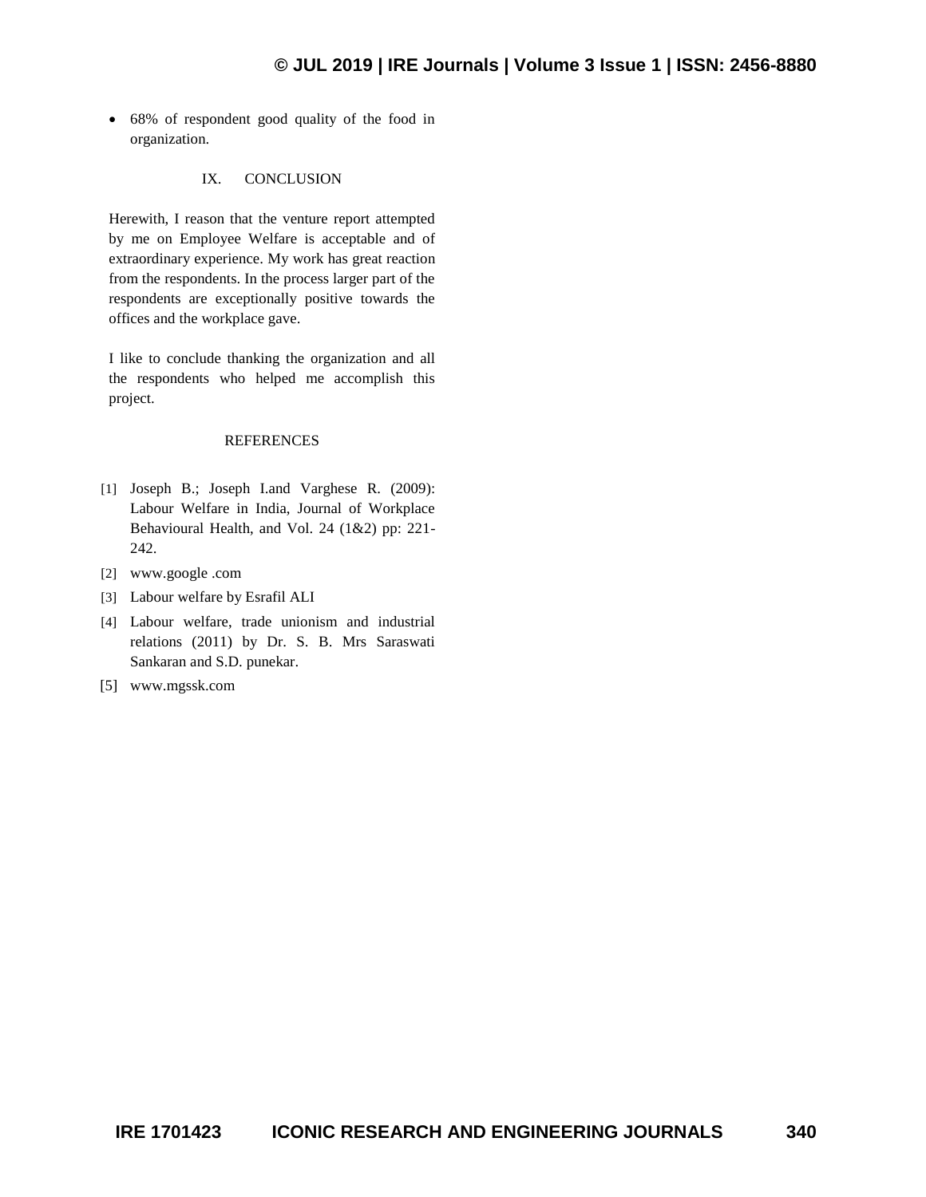- 68% of respondent good quality of the food in organization.

## IX. CONCLUSION

Herewith, I reason that the venture report attempted by me on Employee Welfare is acceptable and of extraordinary experience. My work has great reaction from the respondents. In the process larger part of the respondents are exceptionally positive towards the offices and the workplace gave.

I like to conclude thanking the organization and all the respondents who helped me accomplish this project.

## REFERENCES

[1] Joseph B.; Joseph I.and Varghese R. (2009): Labour Welfare in India, Journal of Workplace Behavioural Health, and Vol. 24 (1&2) pp: 221-242.

[2] www.google .com

[3] Labour welfare by Esrafil ALI

[4] Labour welfare, trade unionism and industrial relations (2011) by Dr. S. B. Mrs Saraswati Sankaran and S.D. punekar.

[5] www.mgssk.com